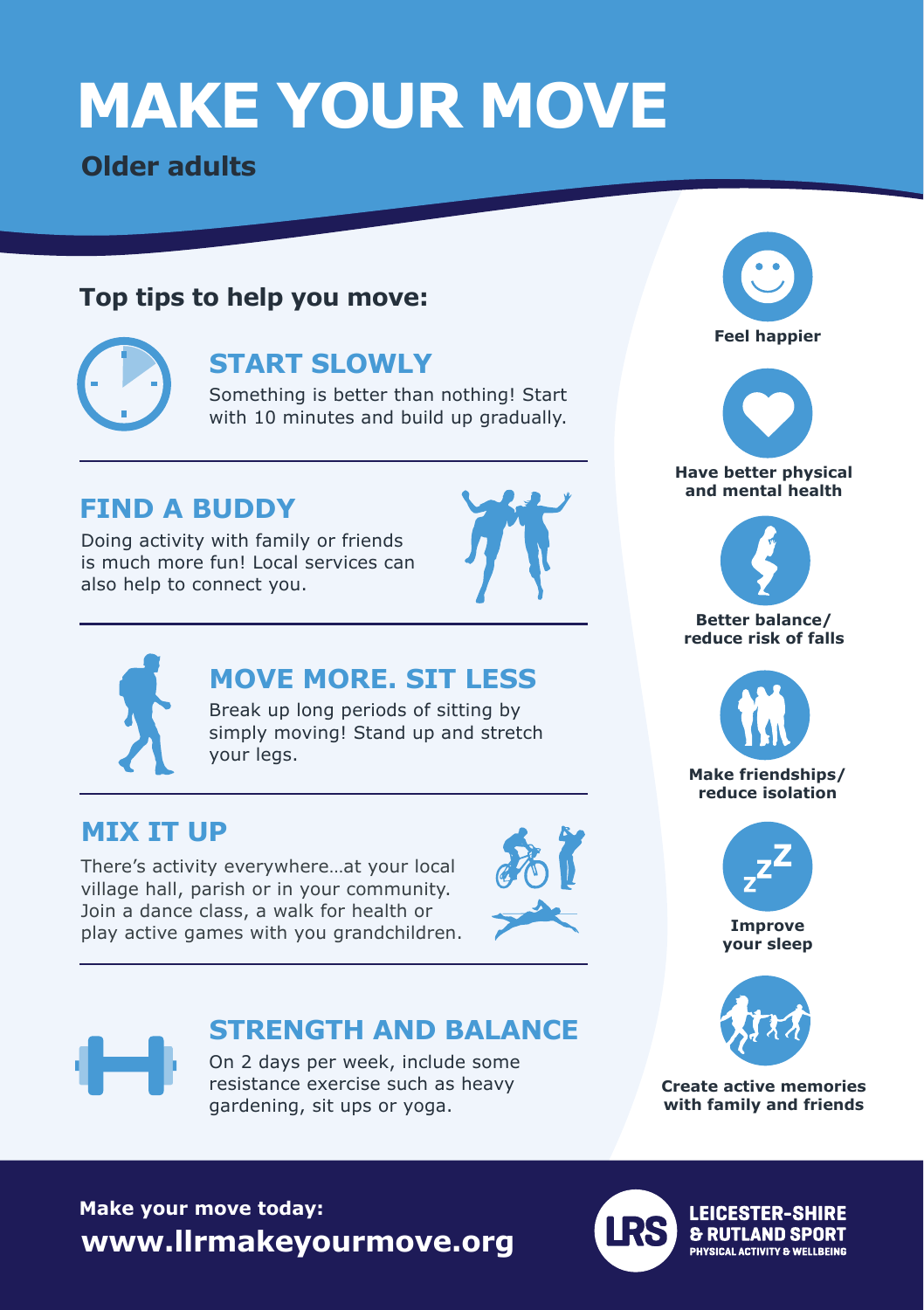# MAKE YOUR MOVE

**Older adults**

## Top tips to help you move:

### START SLOWLY

Something is better than nothing! Start with 10 minutes and build up gradually.

### FIND A BUDDY

Doing activity with family or friends is much more fun! Local services can also help to connect you.

### MOVE MORE. SIT LESS

Break up long periods of sitting by simply moving! Stand up and stretch your legs.

### MIX IT UP

There's activity everywhere…at your local village hall, parish or in your community. Join a dance class, a walk for health or play active games with you grandchildren.

### STRENGTH AND BALANCE

On 2 days per week, include some resistance exercise such as heavy gardening, sit ups or yoga.

**Feel happier**

**Have better physical and mental health**

**Better balance/ reduce risk of falls**

**Make friendships/ reduce isolation**

**Improve your sleep**

**Create active memories with family and friends**

**Make your move today:**
**www.llrmakeyourmove.org**

LEICESTER-SHIRE & RUTLAND SPORT
PHYSICAL ACTIVITY & WELLBEING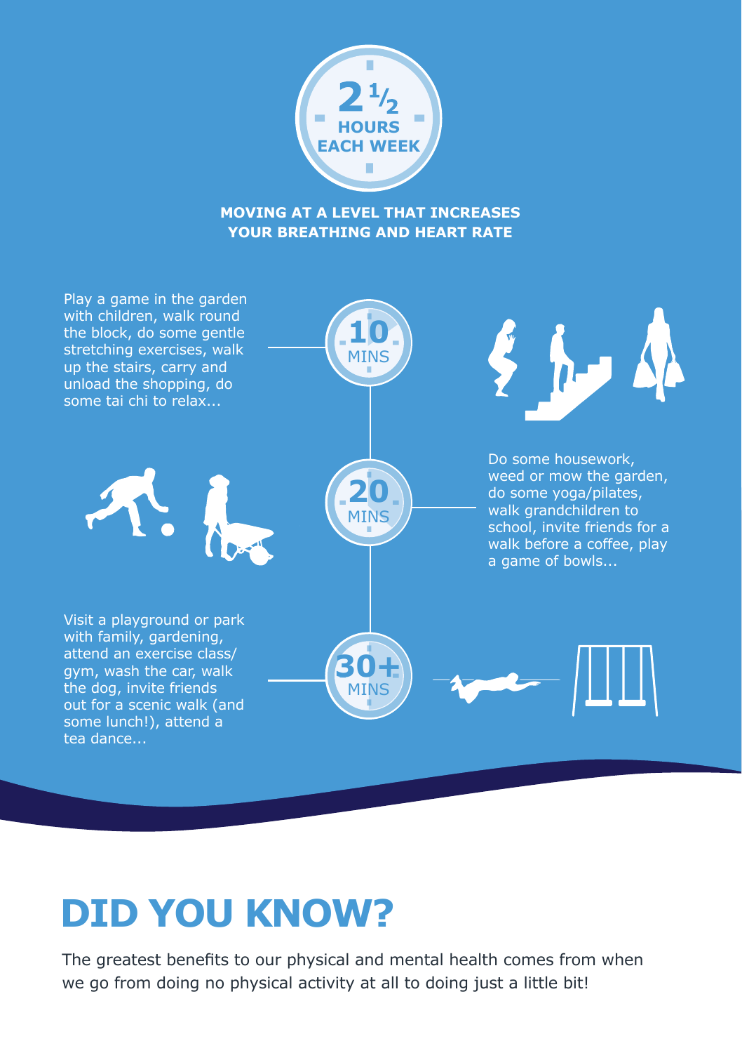2½ HOURS EACH WEEK

**MOVING AT A LEVEL THAT INCREASES YOUR BREATHING AND HEART RATE**

**10 MINS**

Play a game in the garden with children, walk round the block, do some gentle stretching exercises, walk up the stairs, carry and unload the shopping, do some tai chi to relax...

**20 MINS**

Do some housework, weed or mow the garden, do some yoga/pilates, walk grandchildren to school, invite friends for a walk before a coffee, play a game of bowls...

**30+ MINS**

Visit a playground or park with family, gardening, attend an exercise class/ gym, wash the car, walk the dog, invite friends out for a scenic walk (and some lunch!), attend a tea dance...

# DID YOU KNOW?

The greatest benefits to our physical and mental health comes from when we go from doing no physical activity at all to doing just a little bit!